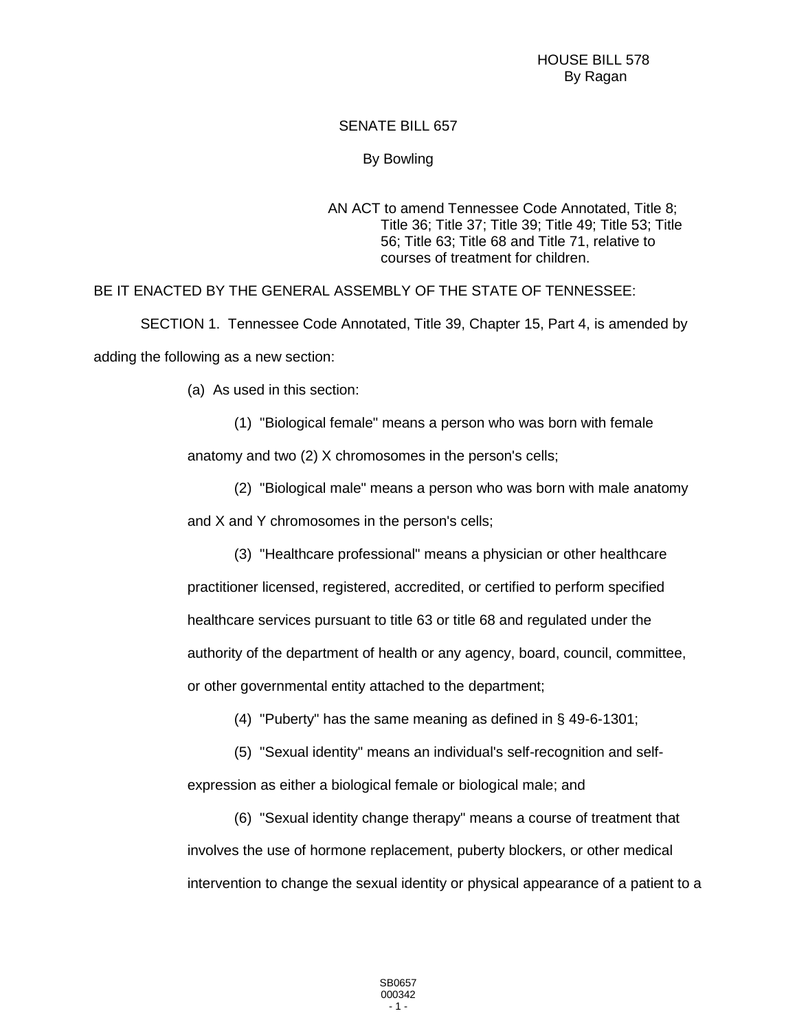HOUSE BILL 578
By Ragan

SENATE BILL 657

By Bowling

AN ACT to amend Tennessee Code Annotated, Title 8; Title 36; Title 37; Title 39; Title 49; Title 53; Title 56; Title 63; Title 68 and Title 71, relative to courses of treatment for children.

BE IT ENACTED BY THE GENERAL ASSEMBLY OF THE STATE OF TENNESSEE:

SECTION 1. Tennessee Code Annotated, Title 39, Chapter 15, Part 4, is amended by adding the following as a new section:

(a) As used in this section:

(1) "Biological female" means a person who was born with female anatomy and two (2) X chromosomes in the person's cells;

(2) "Biological male" means a person who was born with male anatomy and X and Y chromosomes in the person's cells;

(3) "Healthcare professional" means a physician or other healthcare practitioner licensed, registered, accredited, or certified to perform specified healthcare services pursuant to title 63 or title 68 and regulated under the authority of the department of health or any agency, board, council, committee, or other governmental entity attached to the department;

(4) "Puberty" has the same meaning as defined in § 49-6-1301;

(5) "Sexual identity" means an individual's self-recognition and self-expression as either a biological female or biological male; and

(6) "Sexual identity change therapy" means a course of treatment that involves the use of hormone replacement, puberty blockers, or other medical intervention to change the sexual identity or physical appearance of a patient to a

SB0657
000342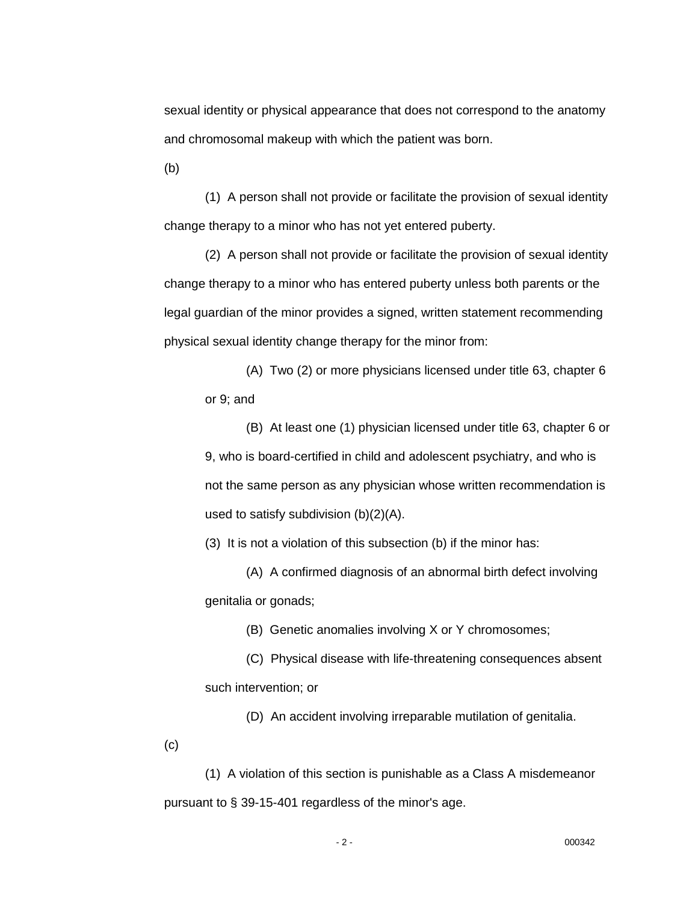sexual identity or physical appearance that does not correspond to the anatomy and chromosomal makeup with which the patient was born.

(b)

(1) A person shall not provide or facilitate the provision of sexual identity change therapy to a minor who has not yet entered puberty.

(2) A person shall not provide or facilitate the provision of sexual identity change therapy to a minor who has entered puberty unless both parents or the legal guardian of the minor provides a signed, written statement recommending physical sexual identity change therapy for the minor from:

(A) Two (2) or more physicians licensed under title 63, chapter 6 or 9; and

(B) At least one (1) physician licensed under title 63, chapter 6 or 9, who is board-certified in child and adolescent psychiatry, and who is not the same person as any physician whose written recommendation is used to satisfy subdivision (b)(2)(A).

(3) It is not a violation of this subsection (b) if the minor has:

(A) A confirmed diagnosis of an abnormal birth defect involving genitalia or gonads;

(B) Genetic anomalies involving X or Y chromosomes;

(C) Physical disease with life-threatening consequences absent such intervention; or

(D) An accident involving irreparable mutilation of genitalia.

(c)

(1) A violation of this section is punishable as a Class A misdemeanor pursuant to § 39-15-401 regardless of the minor's age.

000342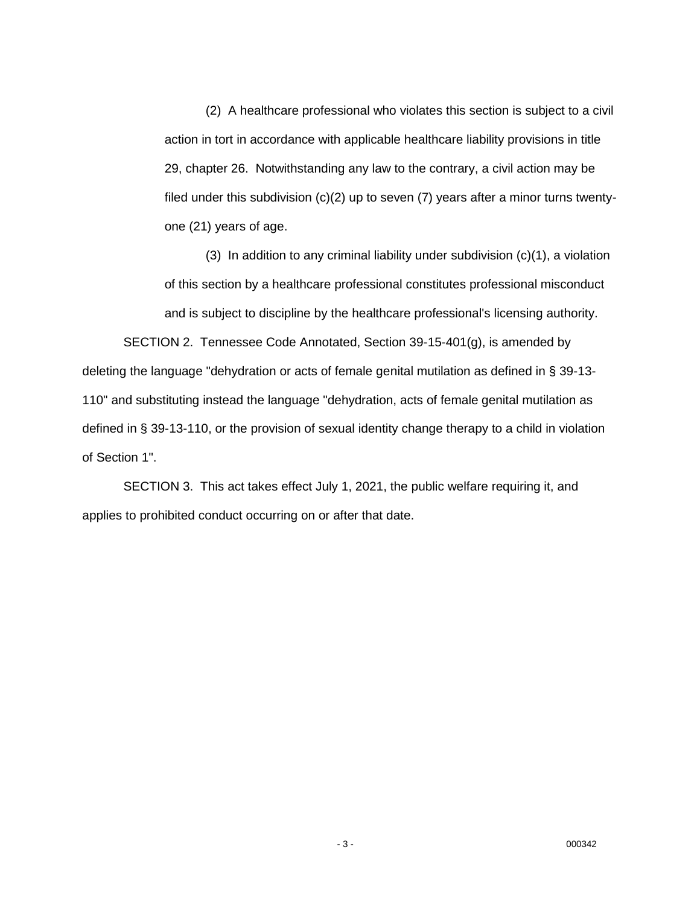(2) A healthcare professional who violates this section is subject to a civil action in tort in accordance with applicable healthcare liability provisions in title 29, chapter 26. Notwithstanding any law to the contrary, a civil action may be filed under this subdivision (c)(2) up to seven (7) years after a minor turns twenty-one (21) years of age.

(3) In addition to any criminal liability under subdivision (c)(1), a violation of this section by a healthcare professional constitutes professional misconduct and is subject to discipline by the healthcare professional's licensing authority.

SECTION 2. Tennessee Code Annotated, Section 39-15-401(g), is amended by deleting the language "dehydration or acts of female genital mutilation as defined in § 39-13-110" and substituting instead the language "dehydration, acts of female genital mutilation as defined in § 39-13-110, or the provision of sexual identity change therapy to a child in violation of Section 1".

SECTION 3. This act takes effect July 1, 2021, the public welfare requiring it, and applies to prohibited conduct occurring on or after that date.